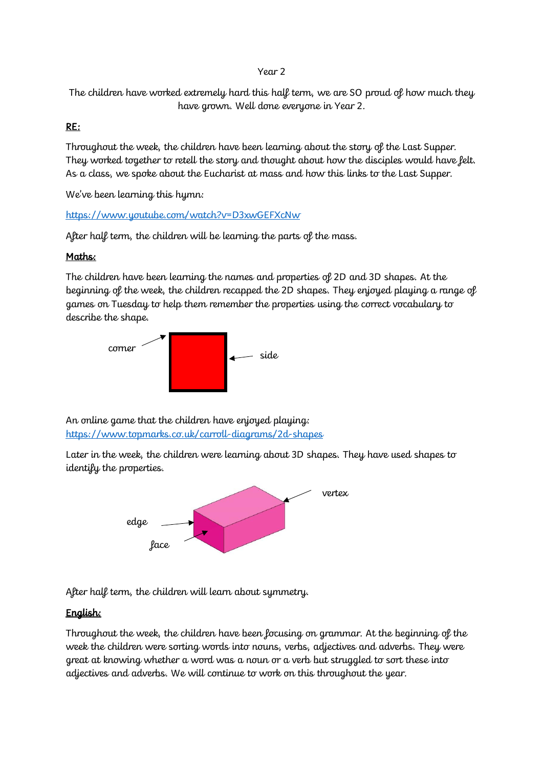Year 2

The children have worked extremely hard this half term, we are SO proud of how much they have grown. Well done everyone in Year 2.

**RE:**

Throughout the week, the children have been learning about the story of the Last Supper. They worked together to retell the story and thought about how the disciples would have felt. As a class, we spoke about the Eucharist at mass and how this links to the Last Supper.

We've been learning this hymn:

https://www.youtube.com/watch?v=D3xwGEFXcNw

After half term, the children will be learning the parts of the mass.

**Maths:**

The children have been learning the names and properties of 2D and 3D shapes. At the beginning of the week, the children recapped the 2D shapes. They enjoyed playing a range of games on Tuesday to help them remember the properties using the correct vocabulary to describe the shape.

corner

side

An online game that the children have enjoyed playing:
https://www.topmarks.co.uk/carroll-diagrams/2d-shapes

Later in the week, the children were learning about 3D shapes. They have used shapes to identify the properties.

vertex

edge

face

After half term, the children will learn about symmetry.

**English:**

Throughout the week, the children have been focusing on grammar. At the beginning of the week the children were sorting words into nouns, verbs, adjectives and adverbs. They were great at knowing whether a word was a noun or a verb but struggled to sort these into adjectives and adverbs. We will continue to work on this throughout the year.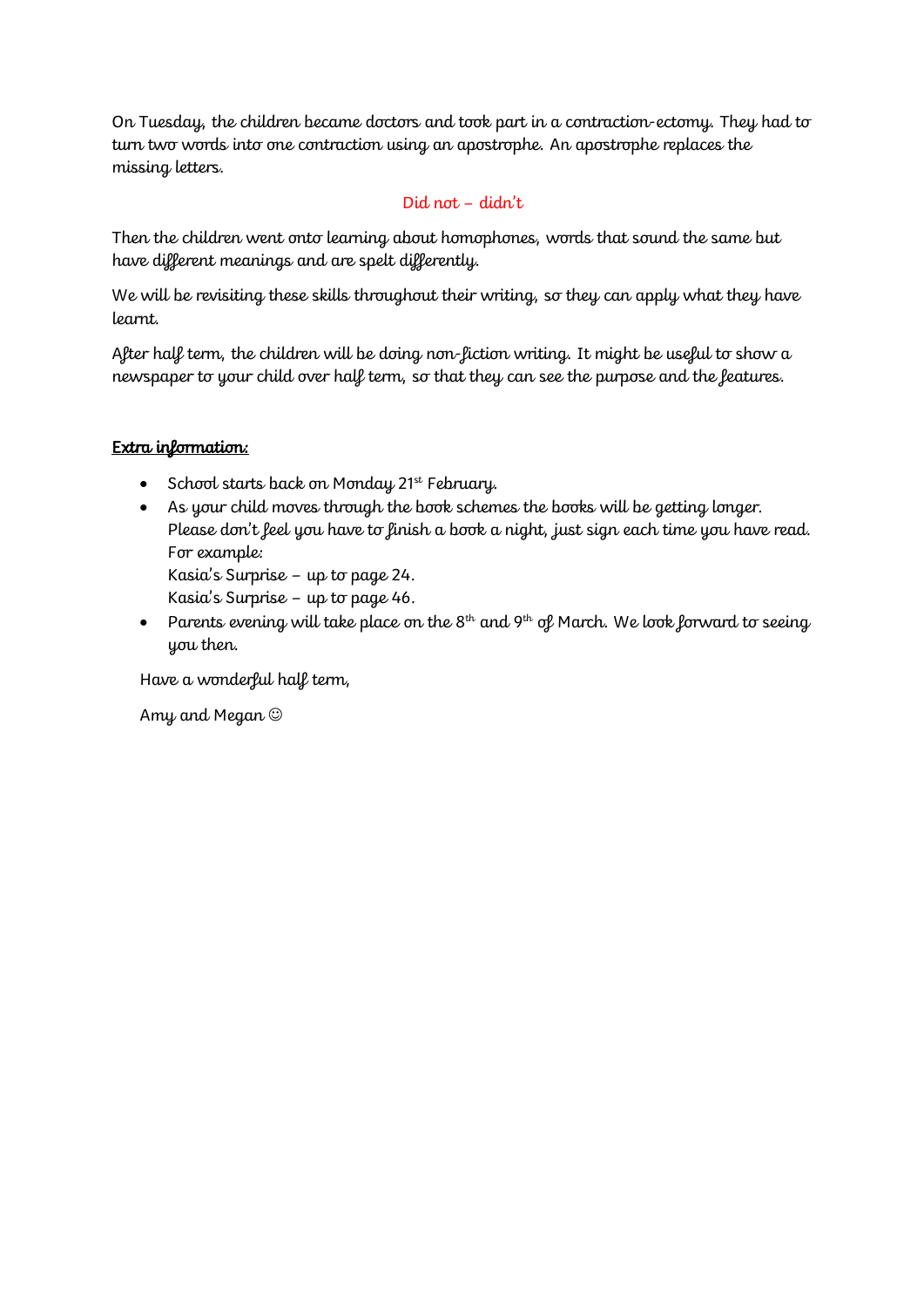On Tuesday, the children became doctors and took part in a contraction-ectomy. They had to turn two words into one contraction using an apostrophe. An apostrophe replaces the missing letters.

Did not – didn't

Then the children went onto learning about homophones, words that sound the same but have different meanings and are spelt differently.

We will be revisiting these skills throughout their writing, so they can apply what they have learnt.

After half term, the children will be doing non-fiction writing. It might be useful to show a newspaper to your child over half term, so that they can see the purpose and the features.

**Extra information:**

- School starts back on Monday 21st February.
- As your child moves through the book schemes the books will be getting longer. Please don't feel you have to finish a book a night, just sign each time you have read. For example:
  Kasia's Surprise – up to page 24.
  Kasia's Surprise – up to page 46.
- Parents evening will take place on the 8th and 9th of March. We look forward to seeing you then.

Have a wonderful half term,

Amy and Megan ☺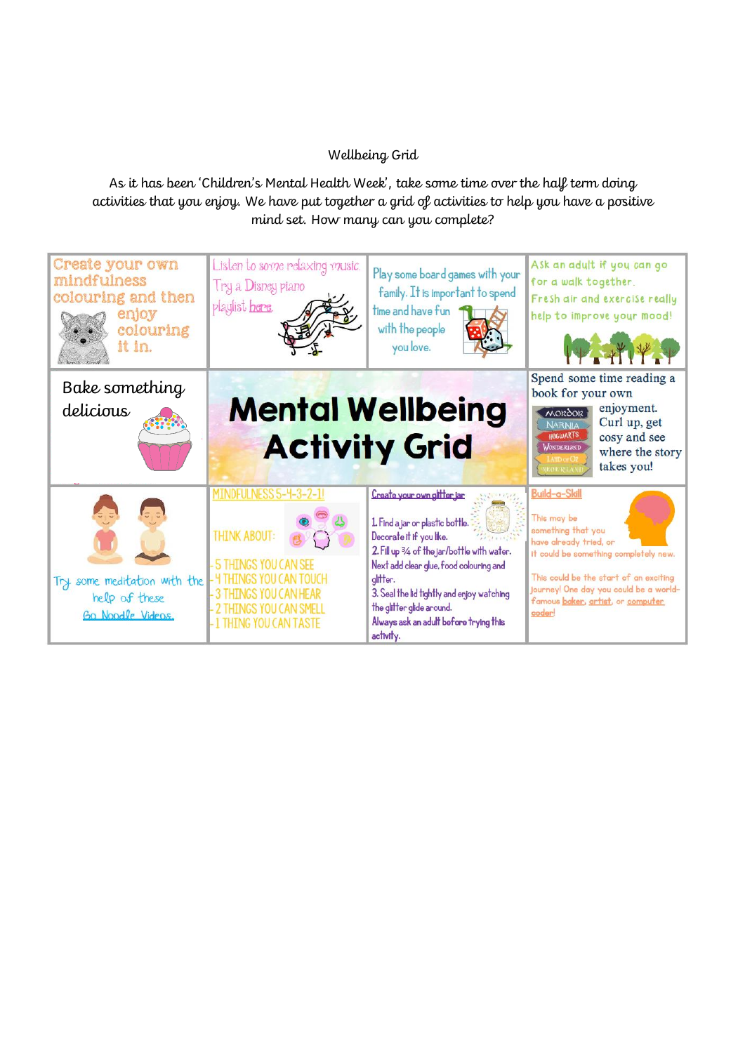Wellbeing Grid

As it has been 'Children's Mental Health Week', take some time over the half term doing activities that you enjoy. We have put together a grid of activities to help you have a positive mind set. How many can you complete?

| | | | |
|---|---|---|---|
| Create your own mindfulness colouring and then enjoy colouring it in. | Listen to some relaxing music. Try a Disney piano playlist here | Play some board games with your family. It is important to spend time and have fun with the people you love. | Ask an adult if you can go for a walk together. Fresh air and exercise really help to improve your mood! |
| Bake something delicious | **Mental Wellbeing Activity Grid** | | Spend some time reading a book for your own enjoyment. Curl up, get cosy and see where the story takes you! |
| Try some meditation with the help of these Go Noodle Videos. | MINDFULNESS 5-4-3-2-1! THINK ABOUT: - 5 THINGS YOU CAN SEE - 4 THINGS YOU CAN TOUCH - 3 THINGS YOU CAN HEAR - 2 THINGS YOU CAN SMELL - 1 THING YOU CAN TASTE | Create your own glitter jar 1. Find a jar or plastic bottle. Decorate it if you like. 2. Fill up ¾ of the jar/bottle with water. Next add clear glue, food colouring and glitter. 3. Seal the lid tightly and enjoy watching the glitter glide around. Always ask an adult before trying this activity. | Build-a-Skill This may be something that you have already tried, or it could be something completely new. This could be the start of an exciting journey! One day you could be a world-famous baker, artist, or computer coder! |